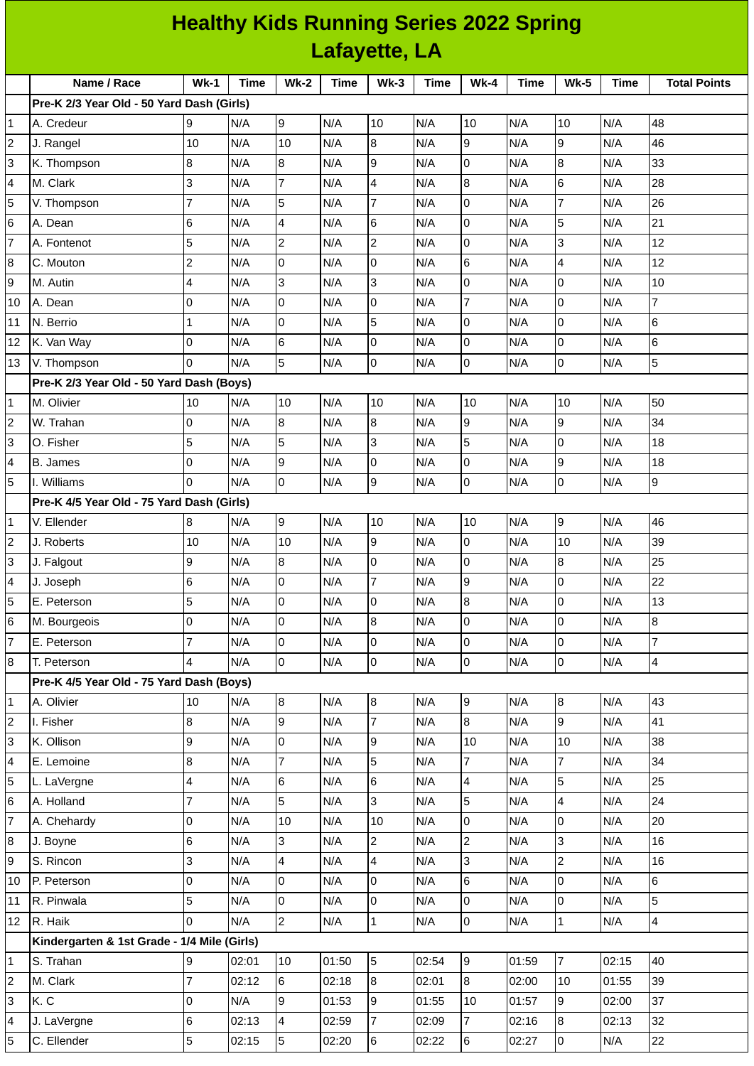# Healthy Kids Running Series 2022 Spring
## Lafayette, LA

| | Name / Race | Wk-1 | Time | Wk-2 | Time | Wk-3 | Time | Wk-4 | Time | Wk-5 | Time | Total Points |
|---|---|---|---|---|---|---|---|---|---|---|---|---|
| | **Pre-K 2/3 Year Old - 50 Yard Dash (Girls)** | | | | | | | | | | | |
| 1 | A. Credeur | 9 | N/A | 9 | N/A | 10 | N/A | 10 | N/A | 10 | N/A | 48 |
| 2 | J. Rangel | 10 | N/A | 10 | N/A | 8 | N/A | 9 | N/A | 9 | N/A | 46 |
| 3 | K. Thompson | 8 | N/A | 8 | N/A | 9 | N/A | 0 | N/A | 8 | N/A | 33 |
| 4 | M. Clark | 3 | N/A | 7 | N/A | 4 | N/A | 8 | N/A | 6 | N/A | 28 |
| 5 | V. Thompson | 7 | N/A | 5 | N/A | 7 | N/A | 0 | N/A | 7 | N/A | 26 |
| 6 | A. Dean | 6 | N/A | 4 | N/A | 6 | N/A | 0 | N/A | 5 | N/A | 21 |
| 7 | A. Fontenot | 5 | N/A | 2 | N/A | 2 | N/A | 0 | N/A | 3 | N/A | 12 |
| 8 | C. Mouton | 2 | N/A | 0 | N/A | 0 | N/A | 6 | N/A | 4 | N/A | 12 |
| 9 | M. Autin | 4 | N/A | 3 | N/A | 3 | N/A | 0 | N/A | 0 | N/A | 10 |
| 10 | A. Dean | 0 | N/A | 0 | N/A | 0 | N/A | 7 | N/A | 0 | N/A | 7 |
| 11 | N. Berrio | 1 | N/A | 0 | N/A | 5 | N/A | 0 | N/A | 0 | N/A | 6 |
| 12 | K. Van Way | 0 | N/A | 6 | N/A | 0 | N/A | 0 | N/A | 0 | N/A | 6 |
| 13 | V. Thompson | 0 | N/A | 5 | N/A | 0 | N/A | 0 | N/A | 0 | N/A | 5 |
| | **Pre-K 2/3 Year Old - 50 Yard Dash (Boys)** | | | | | | | | | | | |
| 1 | M. Olivier | 10 | N/A | 10 | N/A | 10 | N/A | 10 | N/A | 10 | N/A | 50 |
| 2 | W. Trahan | 0 | N/A | 8 | N/A | 8 | N/A | 9 | N/A | 9 | N/A | 34 |
| 3 | O. Fisher | 5 | N/A | 5 | N/A | 3 | N/A | 5 | N/A | 0 | N/A | 18 |
| 4 | B. James | 0 | N/A | 9 | N/A | 0 | N/A | 0 | N/A | 9 | N/A | 18 |
| 5 | I. Williams | 0 | N/A | 0 | N/A | 9 | N/A | 0 | N/A | 0 | N/A | 9 |
| | **Pre-K 4/5 Year Old - 75 Yard Dash (Girls)** | | | | | | | | | | | |
| 1 | V. Ellender | 8 | N/A | 9 | N/A | 10 | N/A | 10 | N/A | 9 | N/A | 46 |
| 2 | J. Roberts | 10 | N/A | 10 | N/A | 9 | N/A | 0 | N/A | 10 | N/A | 39 |
| 3 | J. Falgout | 9 | N/A | 8 | N/A | 0 | N/A | 0 | N/A | 8 | N/A | 25 |
| 4 | J. Joseph | 6 | N/A | 0 | N/A | 7 | N/A | 9 | N/A | 0 | N/A | 22 |
| 5 | E. Peterson | 5 | N/A | 0 | N/A | 0 | N/A | 8 | N/A | 0 | N/A | 13 |
| 6 | M. Bourgeois | 0 | N/A | 0 | N/A | 8 | N/A | 0 | N/A | 0 | N/A | 8 |
| 7 | E. Peterson | 7 | N/A | 0 | N/A | 0 | N/A | 0 | N/A | 0 | N/A | 7 |
| 8 | T. Peterson | 4 | N/A | 0 | N/A | 0 | N/A | 0 | N/A | 0 | N/A | 4 |
| | **Pre-K 4/5 Year Old - 75 Yard Dash (Boys)** | | | | | | | | | | | |
| 1 | A. Olivier | 10 | N/A | 8 | N/A | 8 | N/A | 9 | N/A | 8 | N/A | 43 |
| 2 | I. Fisher | 8 | N/A | 9 | N/A | 7 | N/A | 8 | N/A | 9 | N/A | 41 |
| 3 | K. Ollison | 9 | N/A | 0 | N/A | 9 | N/A | 10 | N/A | 10 | N/A | 38 |
| 4 | E. Lemoine | 8 | N/A | 7 | N/A | 5 | N/A | 7 | N/A | 7 | N/A | 34 |
| 5 | L. LaVergne | 4 | N/A | 6 | N/A | 6 | N/A | 4 | N/A | 5 | N/A | 25 |
| 6 | A. Holland | 7 | N/A | 5 | N/A | 3 | N/A | 5 | N/A | 4 | N/A | 24 |
| 7 | A. Chehardy | 0 | N/A | 10 | N/A | 10 | N/A | 0 | N/A | 0 | N/A | 20 |
| 8 | J. Boyne | 6 | N/A | 3 | N/A | 2 | N/A | 2 | N/A | 3 | N/A | 16 |
| 9 | S. Rincon | 3 | N/A | 4 | N/A | 4 | N/A | 3 | N/A | 2 | N/A | 16 |
| 10 | P. Peterson | 0 | N/A | 0 | N/A | 0 | N/A | 6 | N/A | 0 | N/A | 6 |
| 11 | R. Pinwala | 5 | N/A | 0 | N/A | 0 | N/A | 0 | N/A | 0 | N/A | 5 |
| 12 | R. Haik | 0 | N/A | 2 | N/A | 1 | N/A | 0 | N/A | 1 | N/A | 4 |
| | **Kindergarten & 1st Grade - 1/4 Mile (Girls)** | | | | | | | | | | | |
| 1 | S. Trahan | 9 | 02:01 | 10 | 01:50 | 5 | 02:54 | 9 | 01:59 | 7 | 02:15 | 40 |
| 2 | M. Clark | 7 | 02:12 | 6 | 02:18 | 8 | 02:01 | 8 | 02:00 | 10 | 01:55 | 39 |
| 3 | K. C | 0 | N/A | 9 | 01:53 | 9 | 01:55 | 10 | 01:57 | 9 | 02:00 | 37 |
| 4 | J. LaVergne | 6 | 02:13 | 4 | 02:59 | 7 | 02:09 | 7 | 02:16 | 8 | 02:13 | 32 |
| 5 | C. Ellender | 5 | 02:15 | 5 | 02:20 | 6 | 02:22 | 6 | 02:27 | 0 | N/A | 22 |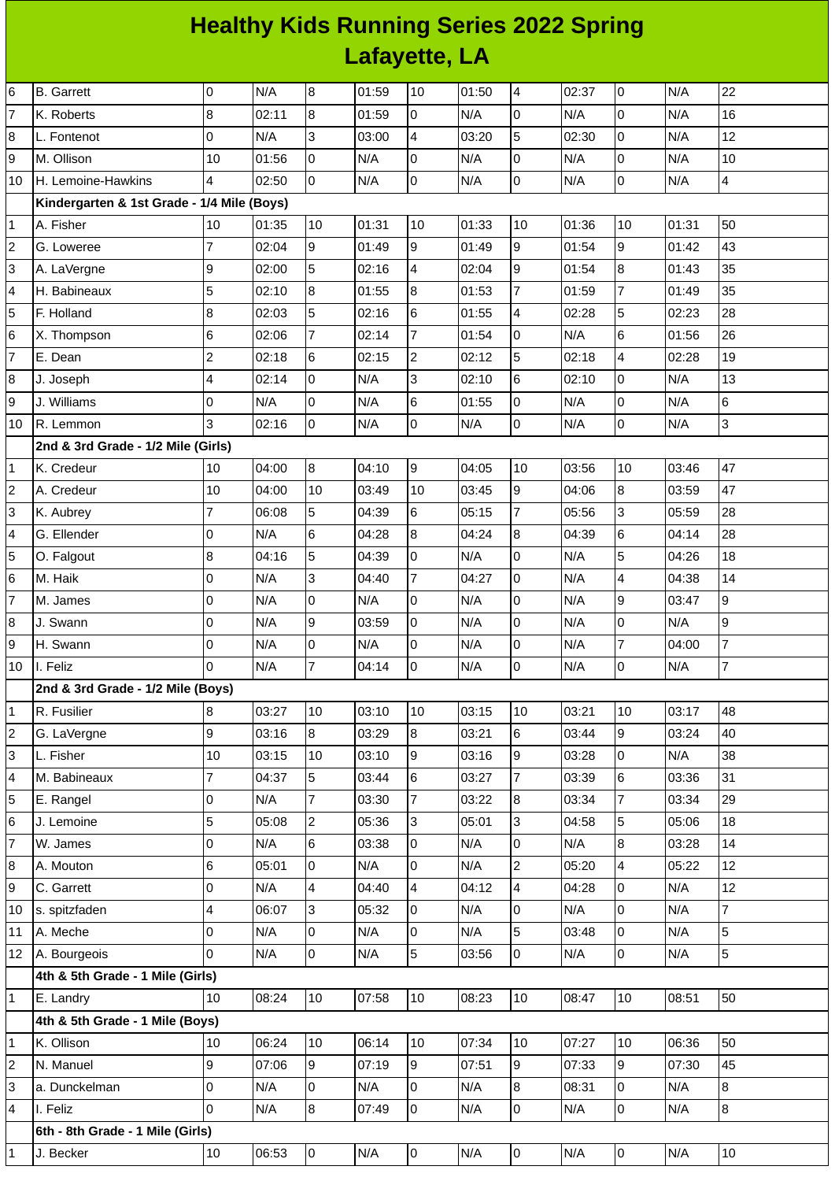# Healthy Kids Running Series 2022 Spring
## Lafayette, LA

| | | | | | | | | | | | | |
|---|---|---|---|---|---|---|---|---|---|---|---|---|
| 6 | B. Garrett | 0 | N/A | 8 | 01:59 | 10 | 01:50 | 4 | 02:37 | 0 | N/A | 22 |
| 7 | K. Roberts | 8 | 02:11 | 8 | 01:59 | 0 | N/A | 0 | N/A | 0 | N/A | 16 |
| 8 | L. Fontenot | 0 | N/A | 3 | 03:00 | 4 | 03:20 | 5 | 02:30 | 0 | N/A | 12 |
| 9 | M. Ollison | 10 | 01:56 | 0 | N/A | 0 | N/A | 0 | N/A | 0 | N/A | 10 |
| 10 | H. Lemoine-Hawkins | 4 | 02:50 | 0 | N/A | 0 | N/A | 0 | N/A | 0 | N/A | 4 |
| | **Kindergarten & 1st Grade - 1/4 Mile (Boys)** | | | | | | | | | | | |
| 1 | A. Fisher | 10 | 01:35 | 10 | 01:31 | 10 | 01:33 | 10 | 01:36 | 10 | 01:31 | 50 |
| 2 | G. Loweree | 7 | 02:04 | 9 | 01:49 | 9 | 01:49 | 9 | 01:54 | 9 | 01:42 | 43 |
| 3 | A. LaVergne | 9 | 02:00 | 5 | 02:16 | 4 | 02:04 | 9 | 01:54 | 8 | 01:43 | 35 |
| 4 | H. Babineaux | 5 | 02:10 | 8 | 01:55 | 8 | 01:53 | 7 | 01:59 | 7 | 01:49 | 35 |
| 5 | F. Holland | 8 | 02:03 | 5 | 02:16 | 6 | 01:55 | 4 | 02:28 | 5 | 02:23 | 28 |
| 6 | X. Thompson | 6 | 02:06 | 7 | 02:14 | 7 | 01:54 | 0 | N/A | 6 | 01:56 | 26 |
| 7 | E. Dean | 2 | 02:18 | 6 | 02:15 | 2 | 02:12 | 5 | 02:18 | 4 | 02:28 | 19 |
| 8 | J. Joseph | 4 | 02:14 | 0 | N/A | 3 | 02:10 | 6 | 02:10 | 0 | N/A | 13 |
| 9 | J. Williams | 0 | N/A | 0 | N/A | 6 | 01:55 | 0 | N/A | 0 | N/A | 6 |
| 10 | R. Lemmon | 3 | 02:16 | 0 | N/A | 0 | N/A | 0 | N/A | 0 | N/A | 3 |
| | **2nd & 3rd Grade - 1/2 Mile (Girls)** | | | | | | | | | | | |
| 1 | K. Credeur | 10 | 04:00 | 8 | 04:10 | 9 | 04:05 | 10 | 03:56 | 10 | 03:46 | 47 |
| 2 | A. Credeur | 10 | 04:00 | 10 | 03:49 | 10 | 03:45 | 9 | 04:06 | 8 | 03:59 | 47 |
| 3 | K. Aubrey | 7 | 06:08 | 5 | 04:39 | 6 | 05:15 | 7 | 05:56 | 3 | 05:59 | 28 |
| 4 | G. Ellender | 0 | N/A | 6 | 04:28 | 8 | 04:24 | 8 | 04:39 | 6 | 04:14 | 28 |
| 5 | O. Falgout | 8 | 04:16 | 5 | 04:39 | 0 | N/A | 0 | N/A | 5 | 04:26 | 18 |
| 6 | M. Haik | 0 | N/A | 3 | 04:40 | 7 | 04:27 | 0 | N/A | 4 | 04:38 | 14 |
| 7 | M. James | 0 | N/A | 0 | N/A | 0 | N/A | 0 | N/A | 9 | 03:47 | 9 |
| 8 | J. Swann | 0 | N/A | 9 | 03:59 | 0 | N/A | 0 | N/A | 0 | N/A | 9 |
| 9 | H. Swann | 0 | N/A | 0 | N/A | 0 | N/A | 0 | N/A | 7 | 04:00 | 7 |
| 10 | I. Feliz | 0 | N/A | 7 | 04:14 | 0 | N/A | 0 | N/A | 0 | N/A | 7 |
| | **2nd & 3rd Grade - 1/2 Mile (Boys)** | | | | | | | | | | | |
| 1 | R. Fusilier | 8 | 03:27 | 10 | 03:10 | 10 | 03:15 | 10 | 03:21 | 10 | 03:17 | 48 |
| 2 | G. LaVergne | 9 | 03:16 | 8 | 03:29 | 8 | 03:21 | 6 | 03:44 | 9 | 03:24 | 40 |
| 3 | L. Fisher | 10 | 03:15 | 10 | 03:10 | 9 | 03:16 | 9 | 03:28 | 0 | N/A | 38 |
| 4 | M. Babineaux | 7 | 04:37 | 5 | 03:44 | 6 | 03:27 | 7 | 03:39 | 6 | 03:36 | 31 |
| 5 | E. Rangel | 0 | N/A | 7 | 03:30 | 7 | 03:22 | 8 | 03:34 | 7 | 03:34 | 29 |
| 6 | J. Lemoine | 5 | 05:08 | 2 | 05:36 | 3 | 05:01 | 3 | 04:58 | 5 | 05:06 | 18 |
| 7 | W. James | 0 | N/A | 6 | 03:38 | 0 | N/A | 0 | N/A | 8 | 03:28 | 14 |
| 8 | A. Mouton | 6 | 05:01 | 0 | N/A | 0 | N/A | 2 | 05:20 | 4 | 05:22 | 12 |
| 9 | C. Garrett | 0 | N/A | 4 | 04:40 | 4 | 04:12 | 4 | 04:28 | 0 | N/A | 12 |
| 10 | s. spitzfaden | 4 | 06:07 | 3 | 05:32 | 0 | N/A | 0 | N/A | 0 | N/A | 7 |
| 11 | A. Meche | 0 | N/A | 0 | N/A | 0 | N/A | 5 | 03:48 | 0 | N/A | 5 |
| 12 | A. Bourgeois | 0 | N/A | 0 | N/A | 5 | 03:56 | 0 | N/A | 0 | N/A | 5 |
| | **4th & 5th Grade - 1 Mile (Girls)** | | | | | | | | | | | |
| 1 | E. Landry | 10 | 08:24 | 10 | 07:58 | 10 | 08:23 | 10 | 08:47 | 10 | 08:51 | 50 |
| | **4th & 5th Grade - 1 Mile (Boys)** | | | | | | | | | | | |
| 1 | K. Ollison | 10 | 06:24 | 10 | 06:14 | 10 | 07:34 | 10 | 07:27 | 10 | 06:36 | 50 |
| 2 | N. Manuel | 9 | 07:06 | 9 | 07:19 | 9 | 07:51 | 9 | 07:33 | 9 | 07:30 | 45 |
| 3 | a. Dunckelman | 0 | N/A | 0 | N/A | 0 | N/A | 8 | 08:31 | 0 | N/A | 8 |
| 4 | I. Feliz | 0 | N/A | 8 | 07:49 | 0 | N/A | 0 | N/A | 0 | N/A | 8 |
| | **6th - 8th Grade - 1 Mile (Girls)** | | | | | | | | | | | |
| 1 | J. Becker | 10 | 06:53 | 0 | N/A | 0 | N/A | 0 | N/A | 0 | N/A | 10 |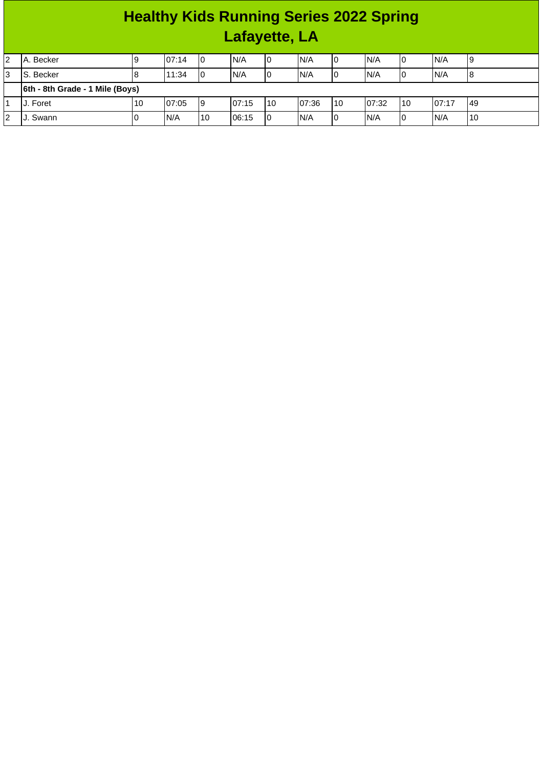# Healthy Kids Running Series 2022 Spring
## Lafayette, LA

| | | | | | | | | | | | | |
|---|---|---|---|---|---|---|---|---|---|---|---|---|
| 2 | A. Becker | 9 | 07:14 | 0 | N/A | 0 | N/A | 0 | N/A | 0 | N/A | 9 |
| 3 | S. Becker | 8 | 11:34 | 0 | N/A | 0 | N/A | 0 | N/A | 0 | N/A | 8 |
| | **6th - 8th Grade - 1 Mile (Boys)** | | | | | | | | | | | |
| 1 | J. Foret | 10 | 07:05 | 9 | 07:15 | 10 | 07:36 | 10 | 07:32 | 10 | 07:17 | 49 |
| 2 | J. Swann | 0 | N/A | 10 | 06:15 | 0 | N/A | 0 | N/A | 0 | N/A | 10 |